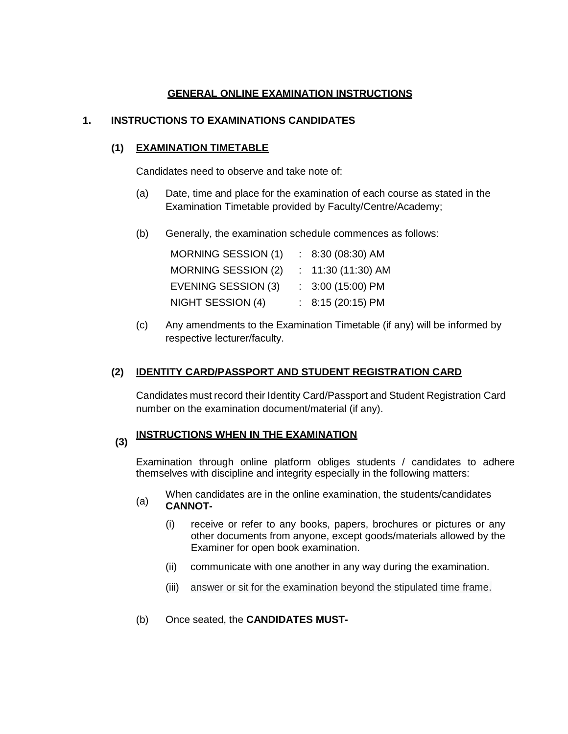# GENERAL ONLINE EXAMINATION INSTRUCTIONS

## 1. INSTRUCTIONS TO EXAMINATIONS CANDIDATES

### (1) EXAMINATION TIMETABLE

Candidates need to observe and take note of:

(a) Date, time and place for the examination of each course as stated in the Examination Timetable provided by Faculty/Centre/Academy;

(b) Generally, the examination schedule commences as follows:

| | | |
|---|---|---|
| MORNING SESSION (1) | : | 8:30 (08:30) AM |
| MORNING SESSION (2) | : | 11:30 (11:30) AM |
| EVENING SESSION (3) | : | 3:00 (15:00) PM |
| NIGHT SESSION (4) | : | 8:15 (20:15) PM |

(c) Any amendments to the Examination Timetable (if any) will be informed by respective lecturer/faculty.

### (2) IDENTITY CARD/PASSPORT AND STUDENT REGISTRATION CARD

Candidates must record their Identity Card/Passport and Student Registration Card number on the examination document/material (if any).

### (3) INSTRUCTIONS WHEN IN THE EXAMINATION

Examination through online platform obliges students / candidates to adhere themselves with discipline and integrity especially in the following matters:

(a) When candidates are in the online examination, the students/candidates **CANNOT-**

- (i) receive or refer to any books, papers, brochures or pictures or any other documents from anyone, except goods/materials allowed by the Examiner for open book examination.
- (ii) communicate with one another in any way during the examination.
- (iii) answer or sit for the examination beyond the stipulated time frame.

(b) Once seated, the **CANDIDATES MUST-**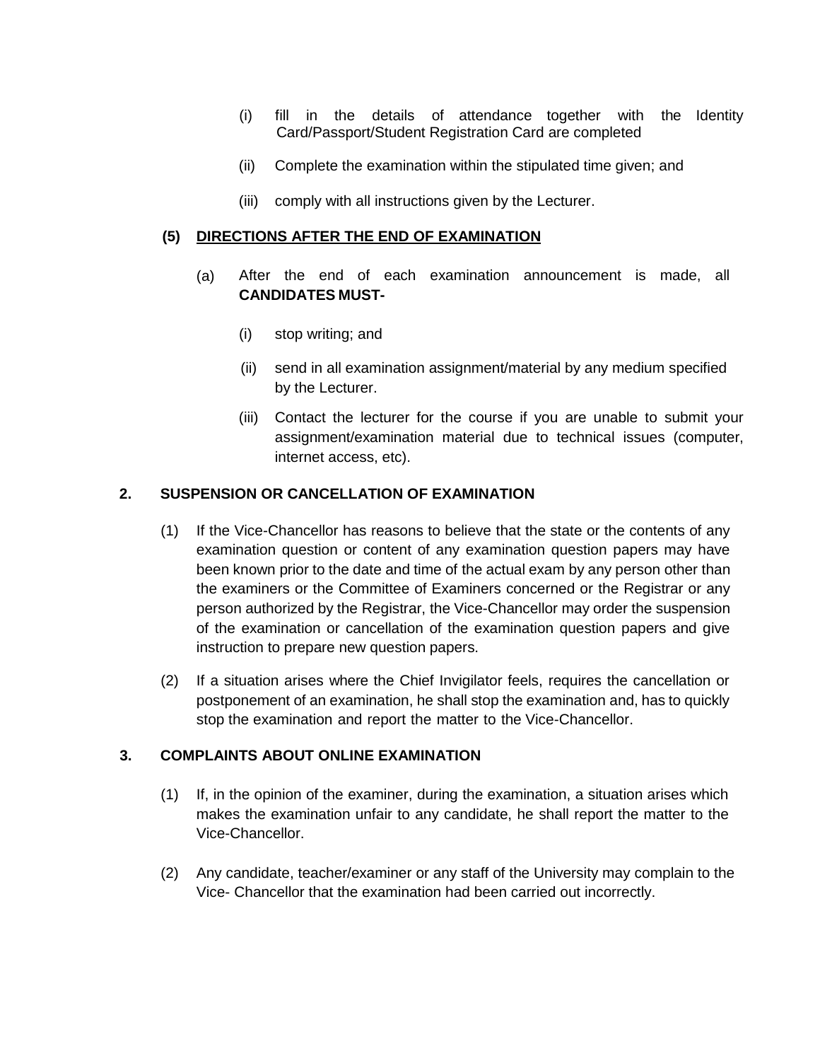(i) fill in the details of attendance together with the Identity Card/Passport/Student Registration Card are completed

(ii) Complete the examination within the stipulated time given; and

(iii) comply with all instructions given by the Lecturer.

**(5) <u>DIRECTIONS AFTER THE END OF EXAMINATION</u>**

(a) After the end of each examination announcement is made, all **CANDIDATES MUST-**

(i) stop writing; and

(ii) send in all examination assignment/material by any medium specified by the Lecturer.

(iii) Contact the lecturer for the course if you are unable to submit your assignment/examination material due to technical issues (computer, internet access, etc).

**2. SUSPENSION OR CANCELLATION OF EXAMINATION**

(1) If the Vice-Chancellor has reasons to believe that the state or the contents of any examination question or content of any examination question papers may have been known prior to the date and time of the actual exam by any person other than the examiners or the Committee of Examiners concerned or the Registrar or any person authorized by the Registrar, the Vice-Chancellor may order the suspension of the examination or cancellation of the examination question papers and give instruction to prepare new question papers.

(2) If a situation arises where the Chief Invigilator feels, requires the cancellation or postponement of an examination, he shall stop the examination and, has to quickly stop the examination and report the matter to the Vice-Chancellor.

**3. COMPLAINTS ABOUT ONLINE EXAMINATION**

(1) If, in the opinion of the examiner, during the examination, a situation arises which makes the examination unfair to any candidate, he shall report the matter to the Vice-Chancellor.

(2) Any candidate, teacher/examiner or any staff of the University may complain to the Vice- Chancellor that the examination had been carried out incorrectly.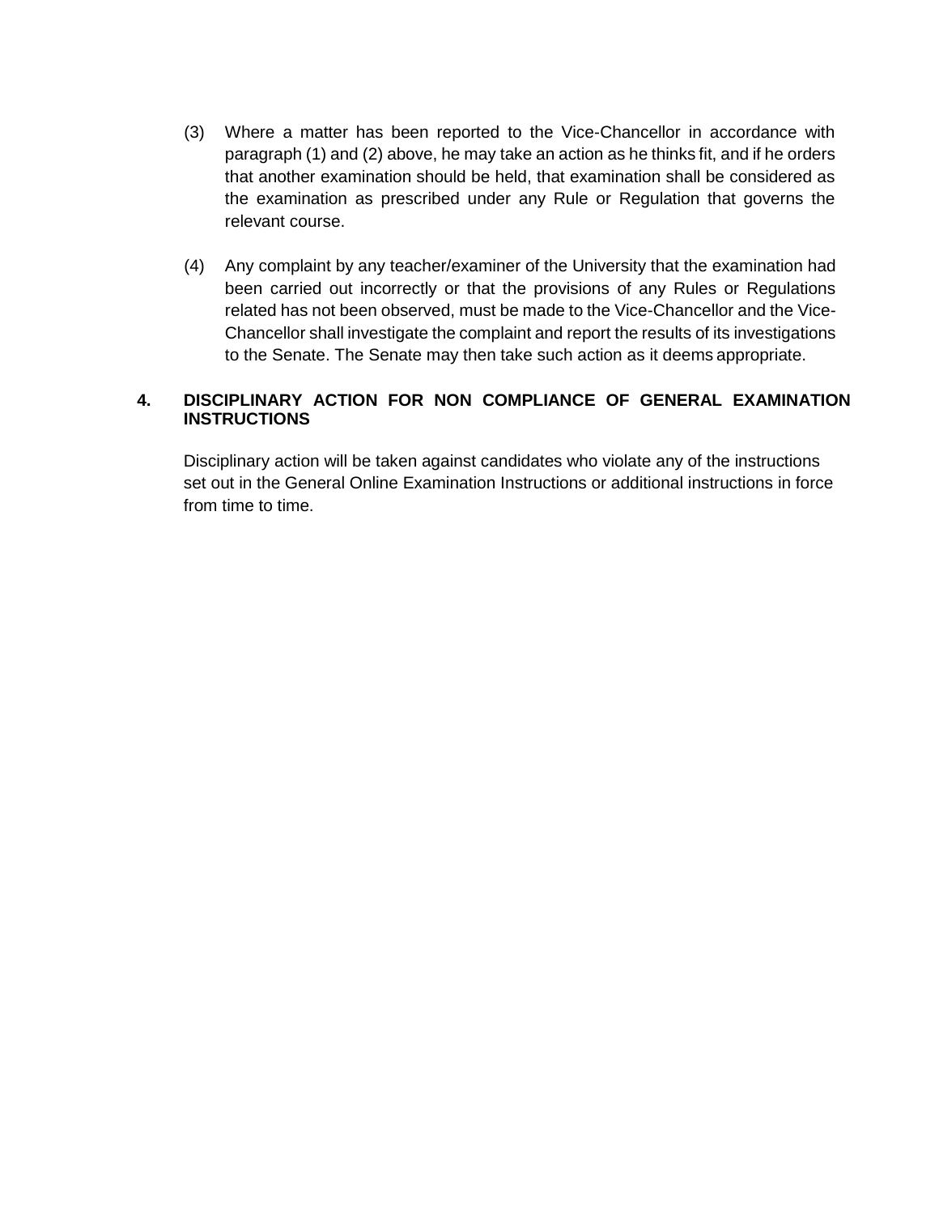(3) Where a matter has been reported to the Vice-Chancellor in accordance with paragraph (1) and (2) above, he may take an action as he thinks fit, and if he orders that another examination should be held, that examination shall be considered as the examination as prescribed under any Rule or Regulation that governs the relevant course.

(4) Any complaint by any teacher/examiner of the University that the examination had been carried out incorrectly or that the provisions of any Rules or Regulations related has not been observed, must be made to the Vice-Chancellor and the Vice-Chancellor shall investigate the complaint and report the results of its investigations to the Senate. The Senate may then take such action as it deems appropriate.

## 4. DISCIPLINARY ACTION FOR NON COMPLIANCE OF GENERAL EXAMINATION INSTRUCTIONS

Disciplinary action will be taken against candidates who violate any of the instructions set out in the General Online Examination Instructions or additional instructions in force from time to time.